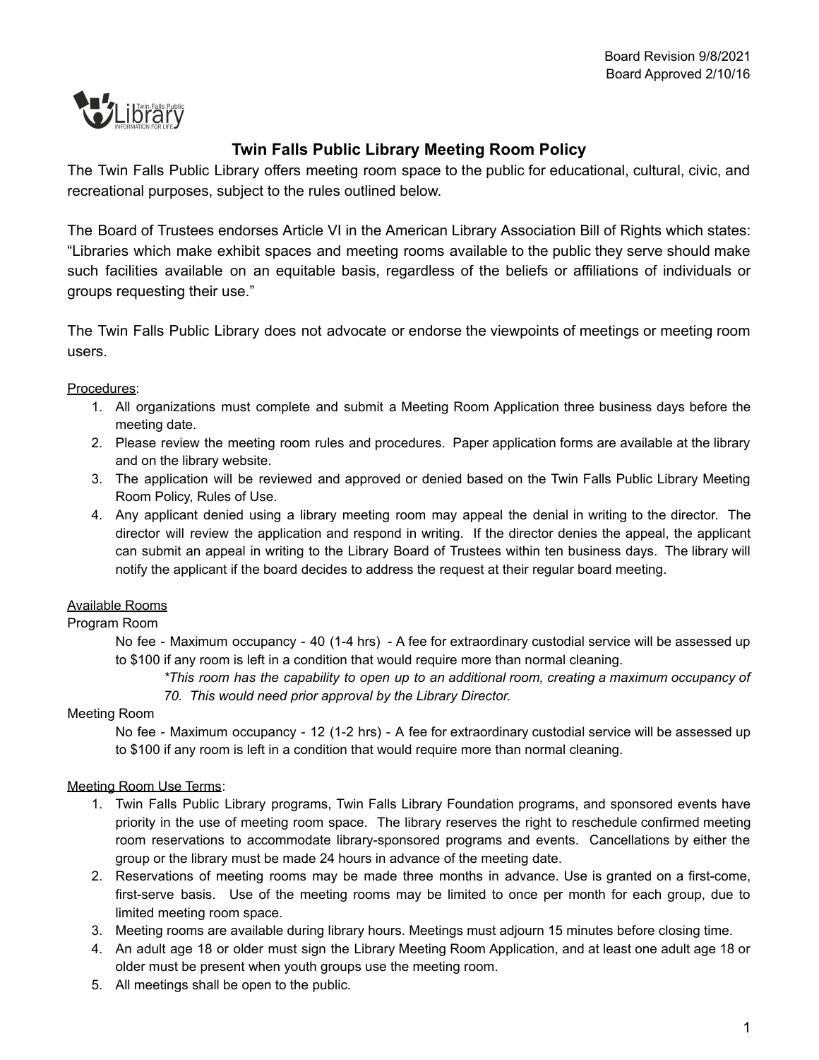Board Revision 9/8/2021
Board Approved 2/10/16

# Twin Falls Public Library Meeting Room Policy

The Twin Falls Public Library offers meeting room space to the public for educational, cultural, civic, and recreational purposes, subject to the rules outlined below.

The Board of Trustees endorses Article VI in the American Library Association Bill of Rights which states: "Libraries which make exhibit spaces and meeting rooms available to the public they serve should make such facilities available on an equitable basis, regardless of the beliefs or affiliations of individuals or groups requesting their use."

The Twin Falls Public Library does not advocate or endorse the viewpoints of meetings or meeting room users.

<u>Procedures</u>:

1. All organizations must complete and submit a Meeting Room Application three business days before the meeting date.
2. Please review the meeting room rules and procedures. Paper application forms are available at the library and on the library website.
3. The application will be reviewed and approved or denied based on the Twin Falls Public Library Meeting Room Policy, Rules of Use.
4. Any applicant denied using a library meeting room may appeal the denial in writing to the director. The director will review the application and respond in writing. If the director denies the appeal, the applicant can submit an appeal in writing to the Library Board of Trustees within ten business days. The library will notify the applicant if the board decides to address the request at their regular board meeting.

<u>Available Rooms</u>

Program Room

> No fee - Maximum occupancy - 40 (1-4 hrs) - A fee for extraordinary custodial service will be assessed up to $100 if any room is left in a condition that would require more than normal cleaning.
>
> *\*This room has the capability to open up to an additional room, creating a maximum occupancy of 70. This would need prior approval by the Library Director.*

Meeting Room

> No fee - Maximum occupancy - 12 (1-2 hrs) - A fee for extraordinary custodial service will be assessed up to $100 if any room is left in a condition that would require more than normal cleaning.

<u>Meeting Room Use Terms</u>:

1. Twin Falls Public Library programs, Twin Falls Library Foundation programs, and sponsored events have priority in the use of meeting room space. The library reserves the right to reschedule confirmed meeting room reservations to accommodate library-sponsored programs and events. Cancellations by either the group or the library must be made 24 hours in advance of the meeting date.
2. Reservations of meeting rooms may be made three months in advance. Use is granted on a first-come, first-serve basis. Use of the meeting rooms may be limited to once per month for each group, due to limited meeting room space.
3. Meeting rooms are available during library hours. Meetings must adjourn 15 minutes before closing time.
4. An adult age 18 or older must sign the Library Meeting Room Application, and at least one adult age 18 or older must be present when youth groups use the meeting room.
5. All meetings shall be open to the public.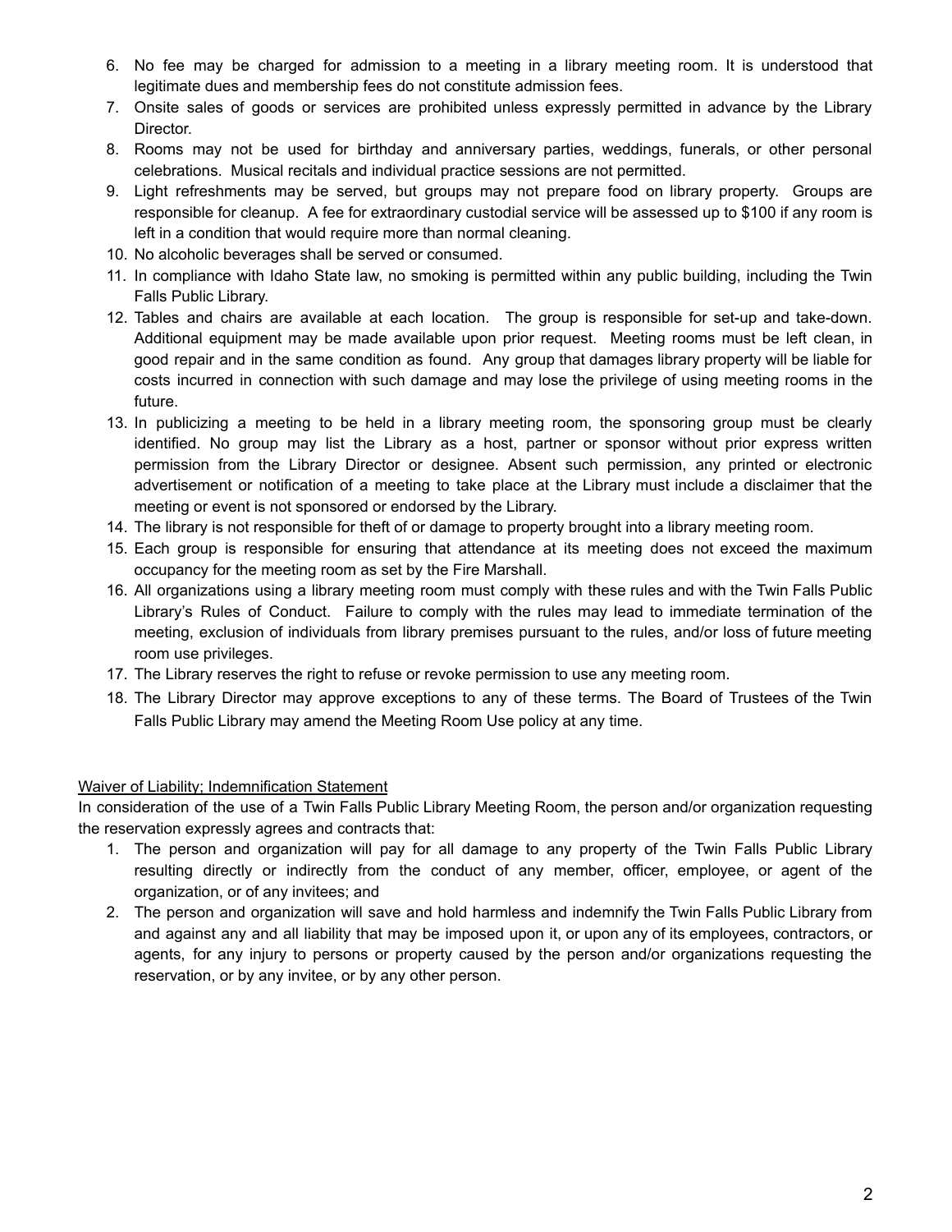6. No fee may be charged for admission to a meeting in a library meeting room. It is understood that legitimate dues and membership fees do not constitute admission fees.
7. Onsite sales of goods or services are prohibited unless expressly permitted in advance by the Library Director.
8. Rooms may not be used for birthday and anniversary parties, weddings, funerals, or other personal celebrations. Musical recitals and individual practice sessions are not permitted.
9. Light refreshments may be served, but groups may not prepare food on library property. Groups are responsible for cleanup. A fee for extraordinary custodial service will be assessed up to $100 if any room is left in a condition that would require more than normal cleaning.
10. No alcoholic beverages shall be served or consumed.
11. In compliance with Idaho State law, no smoking is permitted within any public building, including the Twin Falls Public Library.
12. Tables and chairs are available at each location. The group is responsible for set-up and take-down. Additional equipment may be made available upon prior request. Meeting rooms must be left clean, in good repair and in the same condition as found. Any group that damages library property will be liable for costs incurred in connection with such damage and may lose the privilege of using meeting rooms in the future.
13. In publicizing a meeting to be held in a library meeting room, the sponsoring group must be clearly identified. No group may list the Library as a host, partner or sponsor without prior express written permission from the Library Director or designee. Absent such permission, any printed or electronic advertisement or notification of a meeting to take place at the Library must include a disclaimer that the meeting or event is not sponsored or endorsed by the Library.
14. The library is not responsible for theft of or damage to property brought into a library meeting room.
15. Each group is responsible for ensuring that attendance at its meeting does not exceed the maximum occupancy for the meeting room as set by the Fire Marshall.
16. All organizations using a library meeting room must comply with these rules and with the Twin Falls Public Library's Rules of Conduct. Failure to comply with the rules may lead to immediate termination of the meeting, exclusion of individuals from library premises pursuant to the rules, and/or loss of future meeting room use privileges.
17. The Library reserves the right to refuse or revoke permission to use any meeting room.
18. The Library Director may approve exceptions to any of these terms. The Board of Trustees of the Twin Falls Public Library may amend the Meeting Room Use policy at any time.

<u>Waiver of Liability; Indemnification Statement</u>

In consideration of the use of a Twin Falls Public Library Meeting Room, the person and/or organization requesting the reservation expressly agrees and contracts that:

1. The person and organization will pay for all damage to any property of the Twin Falls Public Library resulting directly or indirectly from the conduct of any member, officer, employee, or agent of the organization, or of any invitees; and
2. The person and organization will save and hold harmless and indemnify the Twin Falls Public Library from and against any and all liability that may be imposed upon it, or upon any of its employees, contractors, or agents, for any injury to persons or property caused by the person and/or organizations requesting the reservation, or by any invitee, or by any other person.